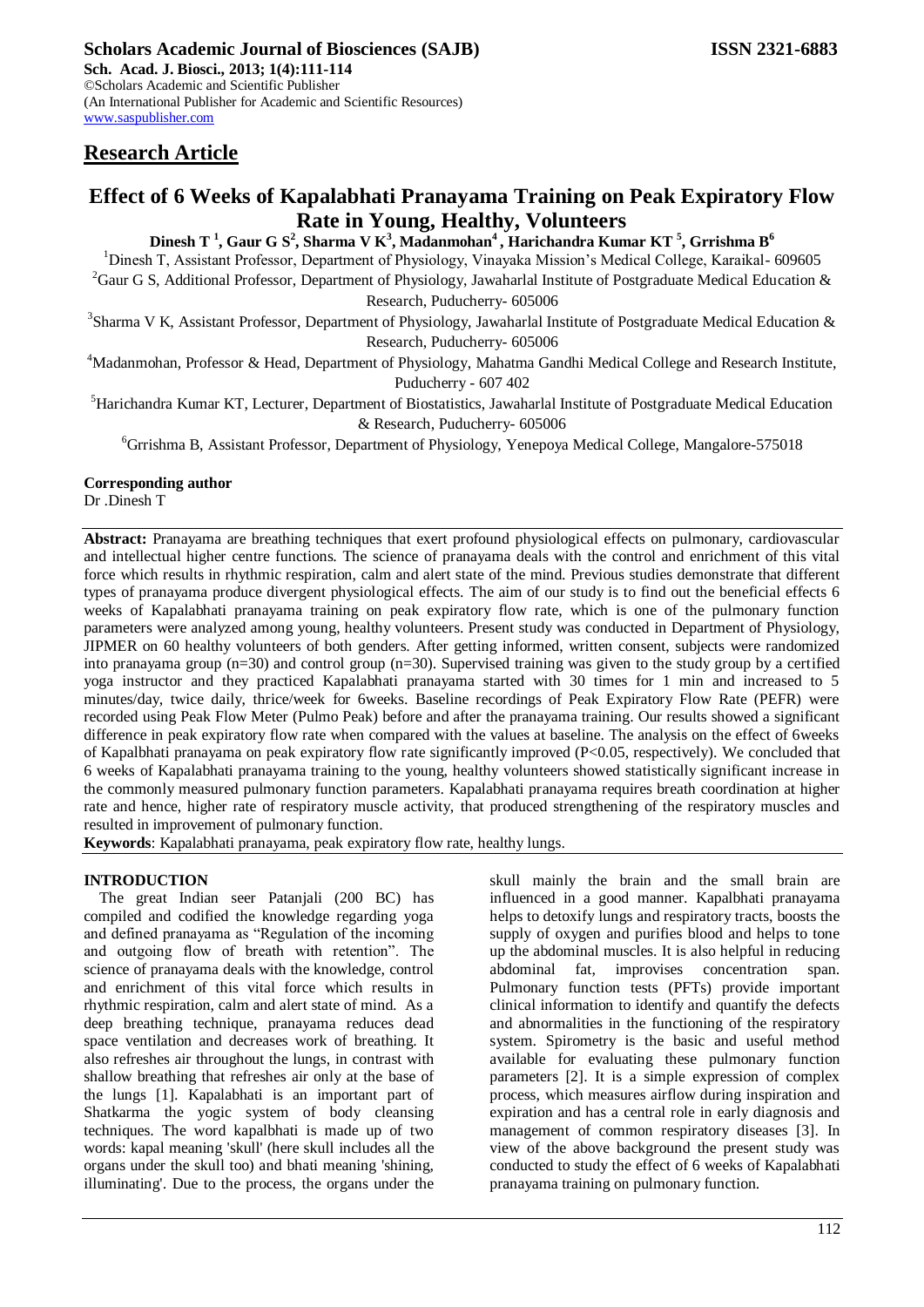**Scholars Academic Journal of Biosciences (SAJB)** **ISSN 2321-6883**

**Sch. Acad. J. Biosci., 2013; 1(4):111-114**
©Scholars Academic and Scientific Publisher
(An International Publisher for Academic and Scientific Resources)
www.saspublisher.com

## Research Article

# Effect of 6 Weeks of Kapalabhati Pranayama Training on Peak Expiratory Flow Rate in Young, Healthy, Volunteers

**Dinesh T [1], Gaur G S[2], Sharma V K[3], Madanmohan[4], Harichandra Kumar KT [5], Grrishma B[6]**

[1]Dinesh T, Assistant Professor, Department of Physiology, Vinayaka Mission's Medical College, Karaikal- 609605

[2]Gaur G S, Additional Professor, Department of Physiology, Jawaharlal Institute of Postgraduate Medical Education & Research, Puducherry- 605006

[3]Sharma V K, Assistant Professor, Department of Physiology, Jawaharlal Institute of Postgraduate Medical Education & Research, Puducherry- 605006

[4]Madanmohan, Professor & Head, Department of Physiology, Mahatma Gandhi Medical College and Research Institute, Puducherry - 607 402

[5]Harichandra Kumar KT, Lecturer, Department of Biostatistics, Jawaharlal Institute of Postgraduate Medical Education & Research, Puducherry- 605006

[6]Grrishma B, Assistant Professor, Department of Physiology, Yenepoya Medical College, Mangalore-575018

**Corresponding author**
Dr .Dinesh T

**Abstract:** Pranayama are breathing techniques that exert profound physiological effects on pulmonary, cardiovascular and intellectual higher centre functions. The science of pranayama deals with the control and enrichment of this vital force which results in rhythmic respiration, calm and alert state of the mind. Previous studies demonstrate that different types of pranayama produce divergent physiological effects. The aim of our study is to find out the beneficial effects 6 weeks of Kapalabhati pranayama training on peak expiratory flow rate, which is one of the pulmonary function parameters were analyzed among young, healthy volunteers. Present study was conducted in Department of Physiology, JIPMER on 60 healthy volunteers of both genders. After getting informed, written consent, subjects were randomized into pranayama group (n=30) and control group (n=30). Supervised training was given to the study group by a certified yoga instructor and they practiced Kapalabhati pranayama started with 30 times for 1 min and increased to 5 minutes/day, twice daily, thrice/week for 6weeks. Baseline recordings of Peak Expiratory Flow Rate (PEFR) were recorded using Peak Flow Meter (Pulmo Peak) before and after the pranayama training. Our results showed a significant difference in peak expiratory flow rate when compared with the values at baseline. The analysis on the effect of 6weeks of Kapalbhati pranayama on peak expiratory flow rate significantly improved ($P<0.05$, respectively). We concluded that 6 weeks of Kapalabhati pranayama training to the young, healthy volunteers showed statistically significant increase in the commonly measured pulmonary function parameters. Kapalabhati pranayama requires breath coordination at higher rate and hence, higher rate of respiratory muscle activity, that produced strengthening of the respiratory muscles and resulted in improvement of pulmonary function.

**Keywords**: Kapalabhati pranayama, peak expiratory flow rate, healthy lungs.

## INTRODUCTION

The great Indian seer Patanjali (200 BC) has compiled and codified the knowledge regarding yoga and defined pranayama as "Regulation of the incoming and outgoing flow of breath with retention". The science of pranayama deals with the knowledge, control and enrichment of this vital force which results in rhythmic respiration, calm and alert state of mind. As a deep breathing technique, pranayama reduces dead space ventilation and decreases work of breathing. It also refreshes air throughout the lungs, in contrast with shallow breathing that refreshes air only at the base of the lungs [1]. Kapalabhati is an important part of Shatkarma the yogic system of body cleansing techniques. The word kapalbhati is made up of two words: kapal meaning 'skull' (here skull includes all the organs under the skull too) and bhati meaning 'shining, illuminating'. Due to the process, the organs under the skull mainly the brain and the small brain are influenced in a good manner. Kapalbhati pranayama helps to detoxify lungs and respiratory tracts, boosts the supply of oxygen and purifies blood and helps to tone up the abdominal muscles. It is also helpful in reducing abdominal fat, improvises concentration span. Pulmonary function tests (PFTs) provide important clinical information to identify and quantify the defects and abnormalities in the functioning of the respiratory system. Spirometry is the basic and useful method available for evaluating these pulmonary function parameters [2]. It is a simple expression of complex process, which measures airflow during inspiration and expiration and has a central role in early diagnosis and management of common respiratory diseases [3]. In view of the above background the present study was conducted to study the effect of 6 weeks of Kapalabhati pranayama training on pulmonary function.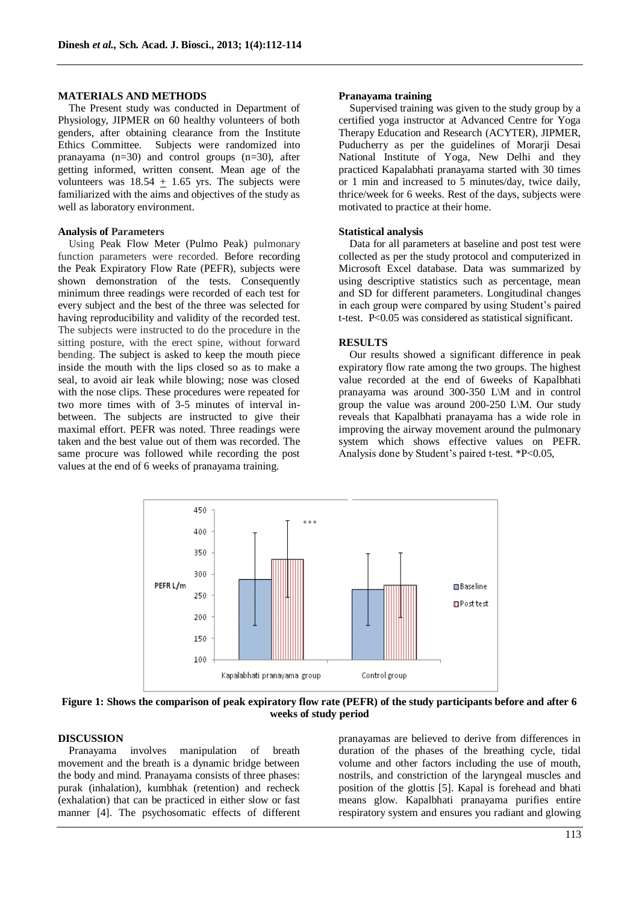## MATERIALS AND METHODS

The Present study was conducted in Department of Physiology, JIPMER on 60 healthy volunteers of both genders, after obtaining clearance from the Institute Ethics Committee. Subjects were randomized into pranayama (n=30) and control groups (n=30), after getting informed, written consent. Mean age of the volunteers was 18.54 ± 1.65 yrs. The subjects were familiarized with the aims and objectives of the study as well as laboratory environment.

### Analysis of Parameters

Using Peak Flow Meter (Pulmo Peak) pulmonary function parameters were recorded. Before recording the Peak Expiratory Flow Rate (PEFR), subjects were shown demonstration of the tests. Consequently minimum three readings were recorded of each test for every subject and the best of the three was selected for having reproducibility and validity of the recorded test. The subjects were instructed to do the procedure in the sitting posture, with the erect spine, without forward bending. The subject is asked to keep the mouth piece inside the mouth with the lips closed so as to make a seal, to avoid air leak while blowing; nose was closed with the nose clips. These procedures were repeated for two more times with of 3-5 minutes of interval in-between. The subjects are instructed to give their maximal effort. PEFR was noted. Three readings were taken and the best value out of them was recorded. The same procure was followed while recording the post values at the end of 6 weeks of pranayama training.

### Pranayama training

Supervised training was given to the study group by a certified yoga instructor at Advanced Centre for Yoga Therapy Education and Research (ACYTER), JIPMER, Puducherry as per the guidelines of Morarji Desai National Institute of Yoga, New Delhi and they practiced Kapalabhati pranayama started with 30 times or 1 min and increased to 5 minutes/day, twice daily, thrice/week for 6 weeks. Rest of the days, subjects were motivated to practice at their home.

### Statistical analysis

Data for all parameters at baseline and post test were collected as per the study protocol and computerized in Microsoft Excel database. Data was summarized by using descriptive statistics such as percentage, mean and SD for different parameters. Longitudinal changes in each group were compared by using Student's paired t-test. P<0.05 was considered as statistical significant.

## RESULTS

Our results showed a significant difference in peak expiratory flow rate among the two groups. The highest value recorded at the end of 6weeks of Kapalbhati pranayama was around 300-350 L\M and in control group the value was around 200-250 L\M. Our study reveals that Kapalbhati pranayama has a wide role in improving the airway movement around the pulmonary system which shows effective values on PEFR. Analysis done by Student's paired t-test. *P<0.05,

**Figure 1: Shows the comparison of peak expiratory flow rate (PEFR) of the study participants before and after 6 weeks of study period**

## DISCUSSION

Pranayama involves manipulation of breath movement and the breath is a dynamic bridge between the body and mind. Pranayama consists of three phases: purak (inhalation), kumbhak (retention) and recheck (exhalation) that can be practiced in either slow or fast manner [4]. The psychosomatic effects of different pranayamas are believed to derive from differences in duration of the phases of the breathing cycle, tidal volume and other factors including the use of mouth, nostrils, and constriction of the laryngeal muscles and position of the glottis [5]. Kapal is forehead and bhati means glow. Kapalbhati pranayama purifies entire respiratory system and ensures you radiant and glowing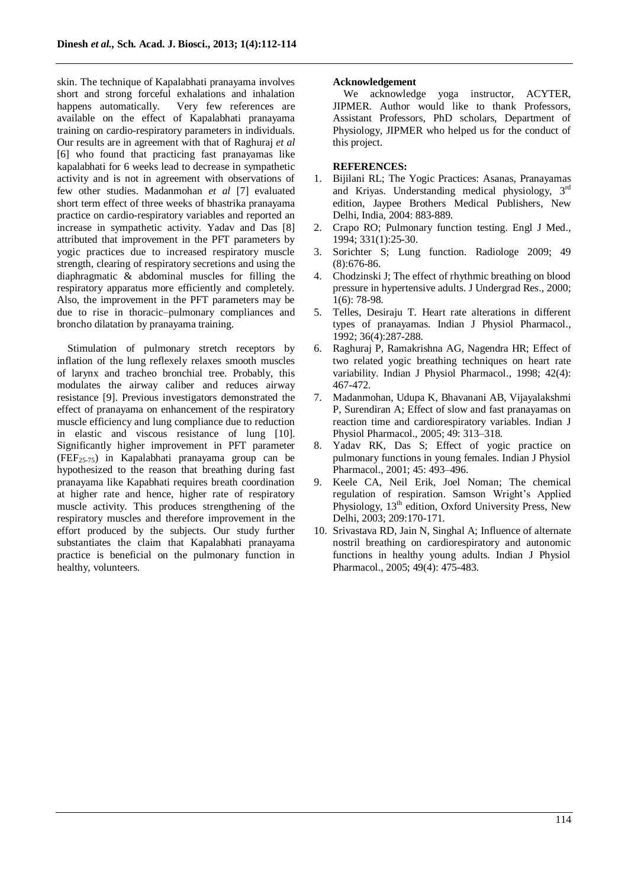skin. The technique of Kapalabhati pranayama involves short and strong forceful exhalations and inhalation happens automatically. Very few references are available on the effect of Kapalabhati pranayama training on cardio-respiratory parameters in individuals. Our results are in agreement with that of Raghuraj *et al* [6] who found that practicing fast pranayamas like kapalabhati for 6 weeks lead to decrease in sympathetic activity and is not in agreement with observations of few other studies. Madanmohan *et al* [7] evaluated short term effect of three weeks of bhastrika pranayama practice on cardio-respiratory variables and reported an increase in sympathetic activity. Yadav and Das [8] attributed that improvement in the PFT parameters by yogic practices due to increased respiratory muscle strength, clearing of respiratory secretions and using the diaphragmatic & abdominal muscles for filling the respiratory apparatus more efficiently and completely. Also, the improvement in the PFT parameters may be due to rise in thoracic–pulmonary compliances and broncho dilatation by pranayama training.

Stimulation of pulmonary stretch receptors by inflation of the lung reflexely relaxes smooth muscles of larynx and tracheo bronchial tree. Probably, this modulates the airway caliber and reduces airway resistance [9]. Previous investigators demonstrated the effect of pranayama on enhancement of the respiratory muscle efficiency and lung compliance due to reduction in elastic and viscous resistance of lung [10]. Significantly higher improvement in PFT parameter ($FEF_{25-75}$) in Kapalabhati pranayama group can be hypothesized to the reason that breathing during fast pranayama like Kapabhati requires breath coordination at higher rate and hence, higher rate of respiratory muscle activity. This produces strengthening of the respiratory muscles and therefore improvement in the effort produced by the subjects. Our study further substantiates the claim that Kapalabhati pranayama practice is beneficial on the pulmonary function in healthy, volunteers.

**Acknowledgement**

We acknowledge yoga instructor, ACYTER, JIPMER. Author would like to thank Professors, Assistant Professors, PhD scholars, Department of Physiology, JIPMER who helped us for the conduct of this project.

**REFERENCES:**

1. Bijilani RL; The Yogic Practices: Asanas, Pranayamas and Kriyas. Understanding medical physiology, 3rd edition, Jaypee Brothers Medical Publishers, New Delhi, India, 2004: 883-889.
2. Crapo RO; Pulmonary function testing. Engl J Med., 1994; 331(1):25-30.
3. Sorichter S; Lung function. Radiologe 2009; 49 (8):676-86.
4. Chodzinski J; The effect of rhythmic breathing on blood pressure in hypertensive adults. J Undergrad Res., 2000; 1(6): 78-98.
5. Telles, Desiraju T. Heart rate alterations in different types of pranayamas. Indian J Physiol Pharmacol., 1992; 36(4):287-288.
6. Raghuraj P, Ramakrishna AG, Nagendra HR; Effect of two related yogic breathing techniques on heart rate variability. Indian J Physiol Pharmacol., 1998; 42(4): 467-472.
7. Madanmohan, Udupa K, Bhavanani AB, Vijayalakshmi P, Surendiran A; Effect of slow and fast pranayamas on reaction time and cardiorespiratory variables. Indian J Physiol Pharmacol., 2005; 49: 313–318.
8. Yadav RK, Das S; Effect of yogic practice on pulmonary functions in young females. Indian J Physiol Pharmacol., 2001; 45: 493–496.
9. Keele CA, Neil Erik, Joel Noman; The chemical regulation of respiration. Samson Wright's Applied Physiology, 13th edition, Oxford University Press, New Delhi, 2003; 209:170-171.
10. Srivastava RD, Jain N, Singhal A; Influence of alternate nostril breathing on cardiorespiratory and autonomic functions in healthy young adults. Indian J Physiol Pharmacol., 2005; 49(4): 475-483.